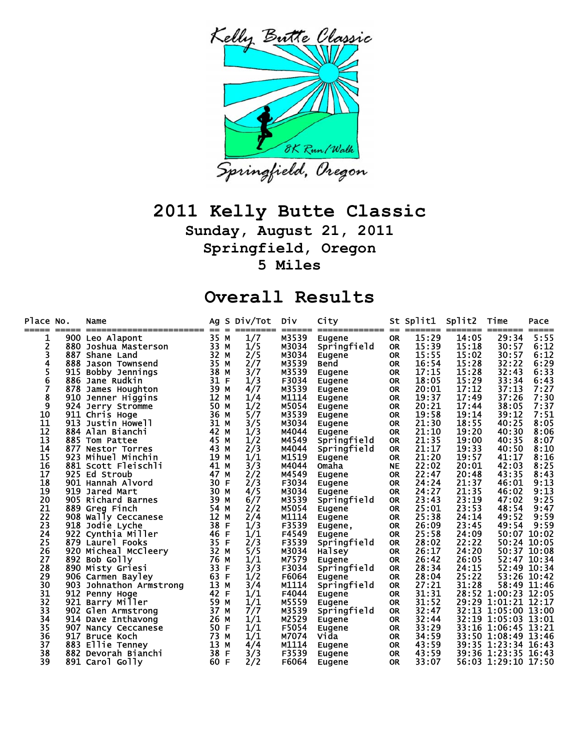# 2011 Kelly Butte Classic

### Sunday, August 21, 2011
### Springfield, Oregon
### 5 Miles

## Overall Results

| Place | No. | Name | Ag | S | Div/Tot | Div | City | St | Split1 | Split2 | Time | Pace |
|---|---|---|---|---|---|---|---|---|---|---|---|---|
| 1 | 900 | Leo Alapont | 35 | M | 1/7 | M3539 | Eugene | OR | 15:29 | 14:05 | 29:34 | 5:55 |
| 2 | 880 | Joshua Masterson | 33 | M | 1/5 | M3034 | Springfield | OR | 15:39 | 15:18 | 30:57 | 6:12 |
| 3 | 887 | Shane Land | 32 | M | 2/5 | M3034 | Eugene | OR | 15:55 | 15:02 | 30:57 | 6:12 |
| 4 | 888 | Jason Townsend | 35 | M | 2/7 | M3539 | Bend | OR | 16:54 | 15:28 | 32:22 | 6:29 |
| 5 | 915 | Bobby Jennings | 38 | M | 3/7 | M3539 | Eugene | OR | 17:15 | 15:28 | 32:43 | 6:33 |
| 6 | 886 | Jane Rudkin | 31 | F | 1/3 | F3034 | Eugene | OR | 18:05 | 15:29 | 33:34 | 6:43 |
| 7 | 878 | James Houghton | 39 | M | 4/7 | M3539 | Eugene | OR | 20:01 | 17:12 | 37:13 | 7:27 |
| 8 | 910 | Jenner Higgins | 12 | M | 1/4 | M1114 | Eugene | OR | 19:37 | 17:49 | 37:26 | 7:30 |
| 9 | 924 | Jerry Stromme | 50 | M | 1/2 | M5054 | Eugene | OR | 20:21 | 17:44 | 38:05 | 7:37 |
| 10 | 911 | Chris Hoge | 36 | M | 5/7 | M3539 | Eugene | OR | 19:58 | 19:14 | 39:12 | 7:51 |
| 11 | 913 | Justin Howell | 31 | M | 3/5 | M3034 | Eugene | OR | 21:30 | 18:55 | 40:25 | 8:05 |
| 12 | 884 | Alan Bianchi | 42 | M | 1/3 | M4044 | Eugene | OR | 21:10 | 19:20 | 40:30 | 8:06 |
| 13 | 885 | Tom Pattee | 45 | M | 1/2 | M4549 | Springfield | OR | 21:35 | 19:00 | 40:35 | 8:07 |
| 14 | 877 | Nestor Torres | 43 | M | 2/3 | M4044 | Springfield | OR | 21:17 | 19:33 | 40:50 | 8:10 |
| 15 | 923 | Mihuel Minchin | 19 | M | 1/1 | M1519 | Eugene | OR | 21:20 | 19:57 | 41:17 | 8:16 |
| 16 | 881 | Scott Fleischli | 41 | M | 3/3 | M4044 | Omaha | NE | 22:02 | 20:01 | 42:03 | 8:25 |
| 17 | 925 | Ed Stroub | 47 | M | 2/2 | M4549 | Eugene | OR | 22:47 | 20:48 | 43:35 | 8:43 |
| 18 | 901 | Hannah Alvord | 30 | F | 2/3 | F3034 | Eugene | OR | 24:24 | 21:37 | 46:01 | 9:13 |
| 19 | 919 | Jared Mart | 30 | M | 4/5 | M3034 | Eugene | OR | 24:27 | 21:35 | 46:02 | 9:13 |
| 20 | 905 | Richard Barnes | 39 | M | 6/7 | M3539 | Springfield | OR | 23:43 | 23:19 | 47:02 | 9:25 |
| 21 | 889 | Greg Finch | 54 | M | 2/2 | M5054 | Eugene | OR | 25:01 | 23:53 | 48:54 | 9:47 |
| 22 | 908 | Wally Ceccanese | 12 | M | 2/4 | M1114 | Eugene | OR | 25:38 | 24:14 | 49:52 | 9:59 |
| 23 | 918 | Jodie Lyche | 38 | F | 1/3 | F3539 | Eugene, | OR | 26:09 | 23:45 | 49:54 | 9:59 |
| 24 | 922 | Cynthia Miller | 46 | F | 1/1 | F4549 | Eugene | OR | 25:58 | 24:09 | 50:07 | 10:02 |
| 25 | 879 | Laurel Fooks | 35 | F | 2/3 | F3539 | Springfield | OR | 28:02 | 22:22 | 50:24 | 10:05 |
| 26 | 920 | Micheal McCleery | 32 | M | 5/5 | M3034 | Halsey | OR | 26:17 | 24:20 | 50:37 | 10:08 |
| 27 | 892 | Bob Golly | 76 | M | 1/1 | M7579 | Eugene | OR | 26:42 | 26:05 | 52:47 | 10:34 |
| 28 | 890 | Misty Griesi | 33 | F | 3/3 | F3034 | Springfield | OR | 28:34 | 24:15 | 52:49 | 10:34 |
| 29 | 906 | Carmen Bayley | 63 | F | 1/2 | F6064 | Eugene | OR | 28:04 | 25:22 | 53:26 | 10:42 |
| 30 | 903 | Johnathon Armstrong | 13 | M | 3/4 | M1114 | Springfield | OR | 27:21 | 31:28 | 58:49 | 11:46 |
| 31 | 912 | Penny Hoge | 42 | F | 1/1 | F4044 | Eugene | OR | 31:31 | 28:52 | 1:00:23 | 12:05 |
| 32 | 921 | Barry Miller | 59 | M | 1/1 | M5559 | Eugene | OR | 31:52 | 29:29 | 1:01:21 | 12:17 |
| 33 | 902 | Glen Armstrong | 37 | M | 7/7 | M3539 | Springfield | OR | 32:47 | 32:13 | 1:05:00 | 13:00 |
| 34 | 914 | Dave Inthavong | 26 | M | 1/1 | M2529 | Eugene | OR | 32:44 | 32:19 | 1:05:03 | 13:01 |
| 35 | 907 | Nancy Ceccanese | 50 | F | 1/1 | F5054 | Eugene | OR | 33:29 | 33:16 | 1:06:45 | 13:21 |
| 36 | 917 | Bruce Koch | 73 | M | 1/1 | M7074 | Vida | OR | 34:59 | 33:50 | 1:08:49 | 13:46 |
| 37 | 883 | Ellie Tenney | 13 | M | 4/4 | M1114 | Eugene | OR | 43:59 | 39:35 | 1:23:34 | 16:43 |
| 38 | 882 | Devorah Bianchi | 38 | F | 3/3 | F3539 | Eugene | OR | 43:59 | 39:36 | 1:23:35 | 16:43 |
| 39 | 891 | Carol Golly | 60 | F | 2/2 | F6064 | Eugene | OR | 33:07 | 56:03 | 1:29:10 | 17:50 |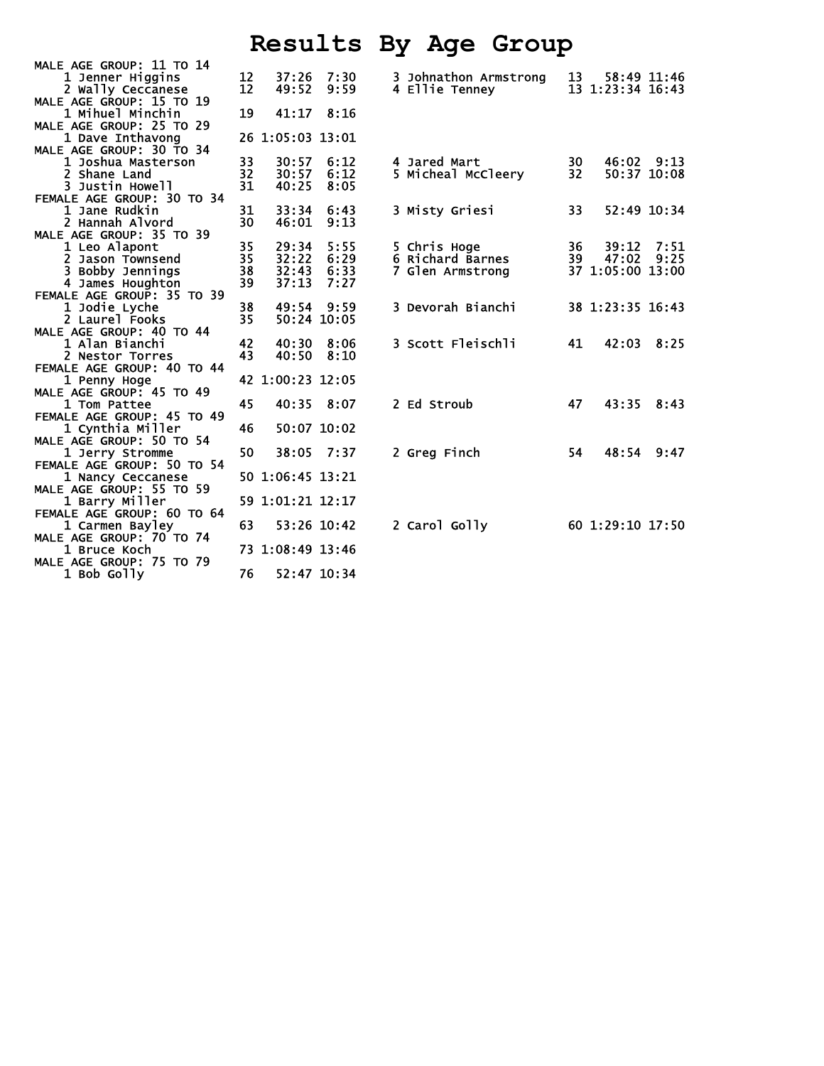# Results By Age Group

MALE AGE GROUP: 11 TO 14

| | | | | | | | |
|---|---|---|---|---|---|---|---|
| 1 Jenner Higgins | 12 | 37:26 | 7:30 | 3 Johnathon Armstrong | 13 | 58:49 | 11:46 |
| 2 Wally Ceccanese | 12 | 49:52 | 9:59 | 4 Ellie Tenney | 13 | 1:23:34 | 16:43 |

MALE AGE GROUP: 15 TO 19

| | | | |
|---|---|---|---|
| 1 Mihuel Minchin | 19 | 41:17 | 8:16 |

MALE AGE GROUP: 25 TO 29

| | | | |
|---|---|---|---|
| 1 Dave Inthavong | 26 | 1:05:03 | 13:01 |

MALE AGE GROUP: 30 TO 34

| | | | | | | | |
|---|---|---|---|---|---|---|---|
| 1 Joshua Masterson | 33 | 30:57 | 6:12 | 4 Jared Mart | 30 | 46:02 | 9:13 |
| 2 Shane Land | 32 | 30:57 | 6:12 | 5 Micheal McCleery | 32 | 50:37 | 10:08 |
| 3 Justin Howell | 31 | 40:25 | 8:05 | | | | |

FEMALE AGE GROUP: 30 TO 34

| | | | | | | | |
|---|---|---|---|---|---|---|---|
| 1 Jane Rudkin | 31 | 33:34 | 6:43 | 3 Misty Griesi | 33 | 52:49 | 10:34 |
| 2 Hannah Alvord | 30 | 46:01 | 9:13 | | | | |

MALE AGE GROUP: 35 TO 39

| | | | | | | | |
|---|---|---|---|---|---|---|---|
| 1 Leo Alapont | 35 | 29:34 | 5:55 | 5 Chris Hoge | 36 | 39:12 | 7:51 |
| 2 Jason Townsend | 35 | 32:22 | 6:29 | 6 Richard Barnes | 39 | 47:02 | 9:25 |
| 3 Bobby Jennings | 38 | 32:43 | 6:33 | 7 Glen Armstrong | 37 | 1:05:00 | 13:00 |
| 4 James Houghton | 39 | 37:13 | 7:27 | | | | |

FEMALE AGE GROUP: 35 TO 39

| | | | | | | | |
|---|---|---|---|---|---|---|---|
| 1 Jodie Lyche | 38 | 49:54 | 9:59 | 3 Devorah Bianchi | 38 | 1:23:35 | 16:43 |
| 2 Laurel Fooks | 35 | 50:24 | 10:05 | | | | |

MALE AGE GROUP: 40 TO 44

| | | | | | | | |
|---|---|---|---|---|---|---|---|
| 1 Alan Bianchi | 42 | 40:30 | 8:06 | 3 Scott Fleischli | 41 | 42:03 | 8:25 |
| 2 Nestor Torres | 43 | 40:50 | 8:10 | | | | |

FEMALE AGE GROUP: 40 TO 44

| | | | |
|---|---|---|---|
| 1 Penny Hoge | 42 | 1:00:23 | 12:05 |

MALE AGE GROUP: 45 TO 49

| | | | | | | | |
|---|---|---|---|---|---|---|---|
| 1 Tom Pattee | 45 | 40:35 | 8:07 | 2 Ed Stroub | 47 | 43:35 | 8:43 |

FEMALE AGE GROUP: 45 TO 49

| | | | |
|---|---|---|---|
| 1 Cynthia Miller | 46 | 50:07 | 10:02 |

MALE AGE GROUP: 50 TO 54

| | | | | | | | |
|---|---|---|---|---|---|---|---|
| 1 Jerry Stromme | 50 | 38:05 | 7:37 | 2 Greg Finch | 54 | 48:54 | 9:47 |

FEMALE AGE GROUP: 50 TO 54

| | | | |
|---|---|---|---|
| 1 Nancy Ceccanese | 50 | 1:06:45 | 13:21 |

MALE AGE GROUP: 55 TO 59

| | | | |
|---|---|---|---|
| 1 Barry Miller | 59 | 1:01:21 | 12:17 |

FEMALE AGE GROUP: 60 TO 64

| | | | | | | | |
|---|---|---|---|---|---|---|---|
| 1 Carmen Bayley | 63 | 53:26 | 10:42 | 2 Carol Golly | 60 | 1:29:10 | 17:50 |

MALE AGE GROUP: 70 TO 74

| | | | |
|---|---|---|---|
| 1 Bruce Koch | 73 | 1:08:49 | 13:46 |

MALE AGE GROUP: 75 TO 79

| | | | |
|---|---|---|---|
| 1 Bob Golly | 76 | 52:47 | 10:34 |